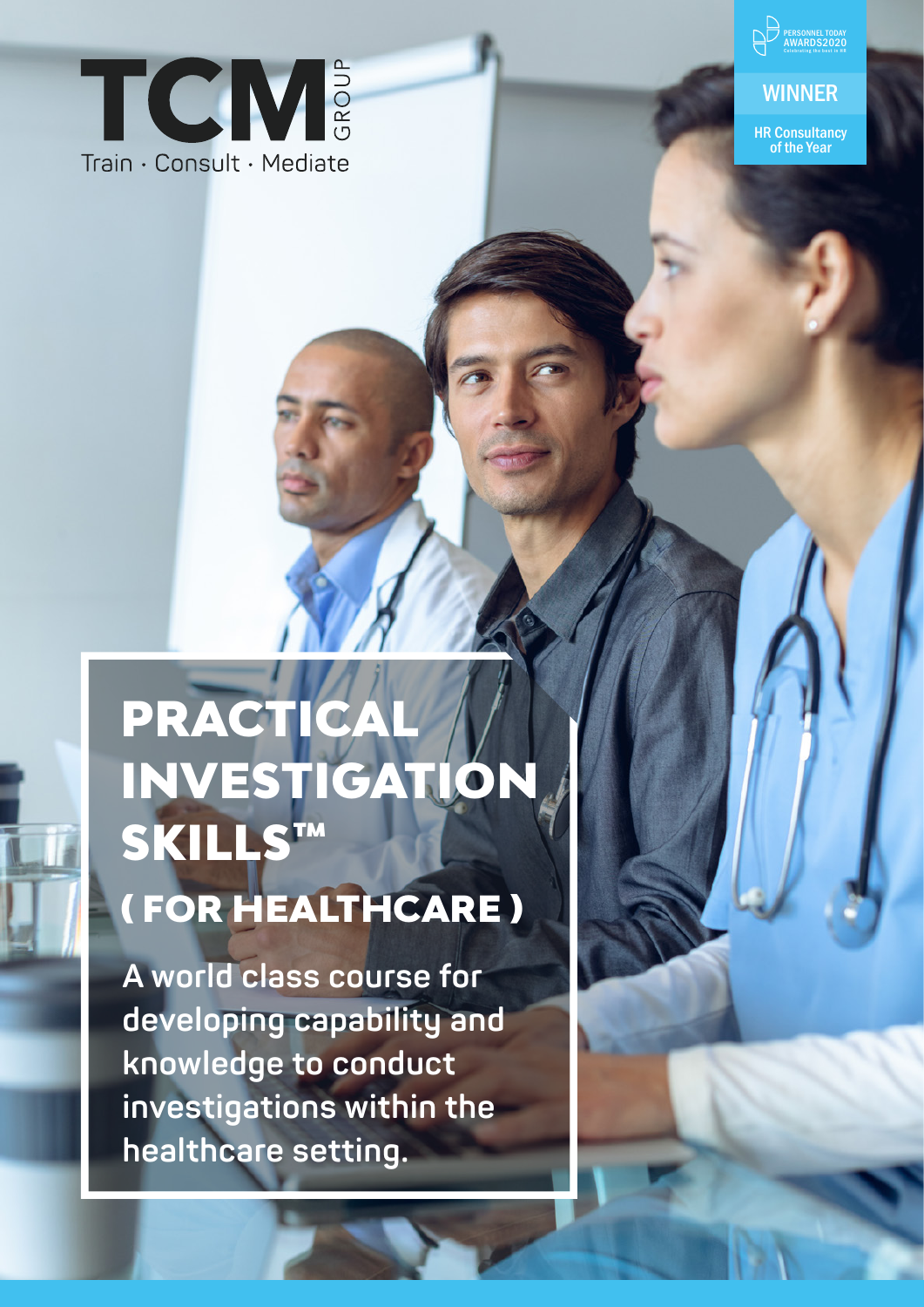TCM GROUP

Train · Consult · Mediate

PERSONNEL TODAY AWARDS2020

Celebrating the best in HR

WINNER

HR Consultancy of the Year

# PRACTICAL INVESTIGATION SKILLS™ ( FOR HEALTHCARE )

**A world class course for developing capability and knowledge to conduct investigations within the healthcare setting.**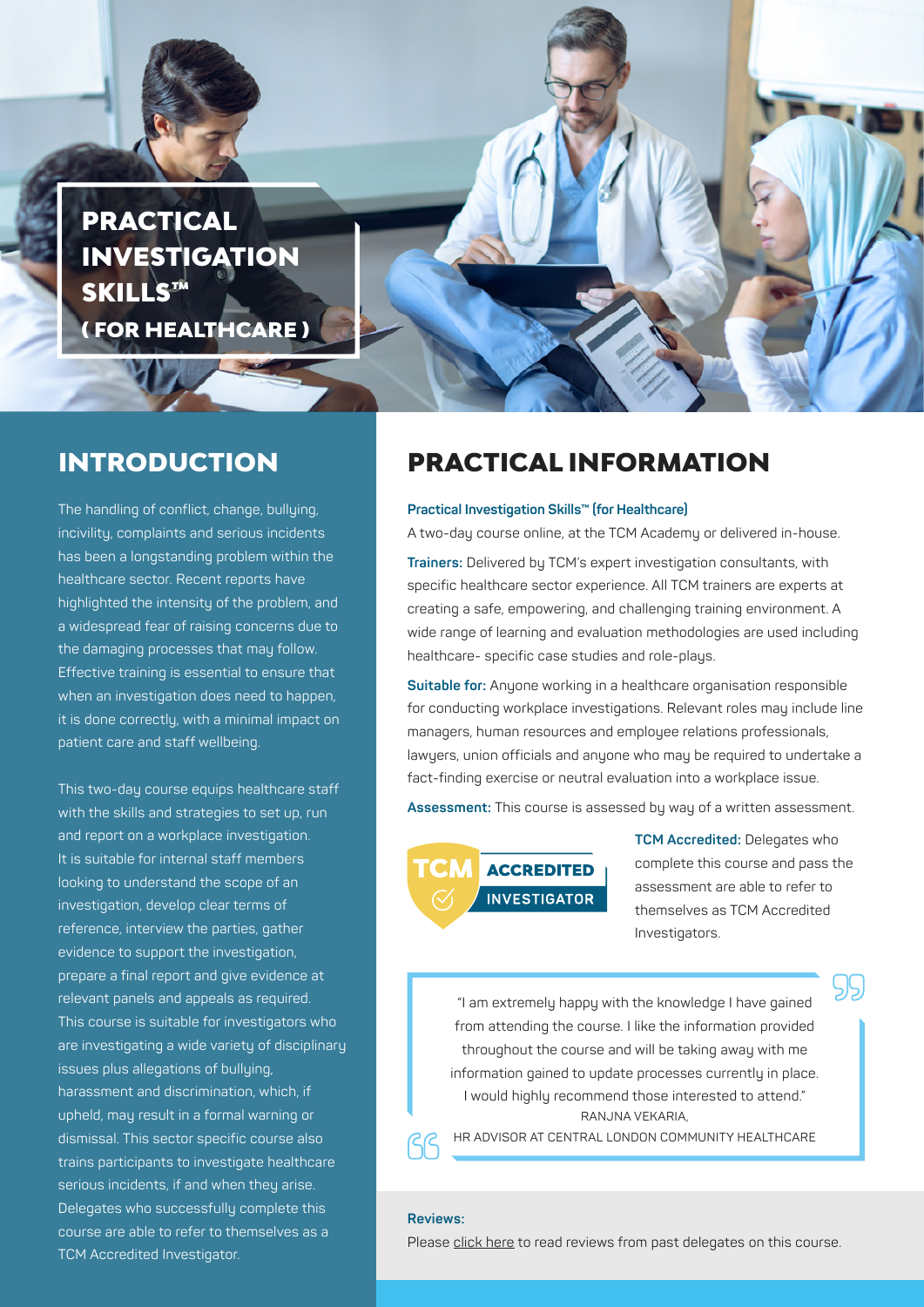# PRACTICAL INVESTIGATION SKILLS™ ( FOR HEALTHCARE )

## INTRODUCTION

The handling of conflict, change, bullying, incivility, complaints and serious incidents has been a longstanding problem within the healthcare sector. Recent reports have highlighted the intensity of the problem, and a widespread fear of raising concerns due to the damaging processes that may follow. Effective training is essential to ensure that when an investigation does need to happen, it is done correctly, with a minimal impact on patient care and staff wellbeing.

This two-day course equips healthcare staff with the skills and strategies to set up, run and report on a workplace investigation. It is suitable for internal staff members looking to understand the scope of an investigation, develop clear terms of reference, interview the parties, gather evidence to support the investigation, prepare a final report and give evidence at relevant panels and appeals as required. This course is suitable for investigators who are investigating a wide variety of disciplinary issues plus allegations of bullying, harassment and discrimination, which, if upheld, may result in a formal warning or dismissal. This sector specific course also trains participants to investigate healthcare serious incidents, if and when they arise. Delegates who successfully complete this course are able to refer to themselves as a TCM Accredited Investigator.

## PRACTICAL INFORMATION

**Practical Investigation Skills™ (for Healthcare)**

A two-day course online, at the TCM Academy or delivered in-house.

**Trainers:** Delivered by TCM's expert investigation consultants, with specific healthcare sector experience. All TCM trainers are experts at creating a safe, empowering, and challenging training environment. A wide range of learning and evaluation methodologies are used including healthcare- specific case studies and role-plays.

**Suitable for:** Anyone working in a healthcare organisation responsible for conducting workplace investigations. Relevant roles may include line managers, human resources and employee relations professionals, lawyers, union officials and anyone who may be required to undertake a fact-finding exercise or neutral evaluation into a workplace issue.

**Assessment:** This course is assessed by way of a written assessment.

TCM ACCREDITED INVESTIGATOR

**TCM Accredited:** Delegates who complete this course and pass the assessment are able to refer to themselves as TCM Accredited Investigators.

> "I am extremely happy with the knowledge I have gained from attending the course. I like the information provided throughout the course and will be taking away with me information gained to update processes currently in place. I would highly recommend those interested to attend."
>
> RANJNA VEKARIA,
> HR ADVISOR AT CENTRAL LONDON COMMUNITY HEALTHCARE

**Reviews:**

Please click here to read reviews from past delegates on this course.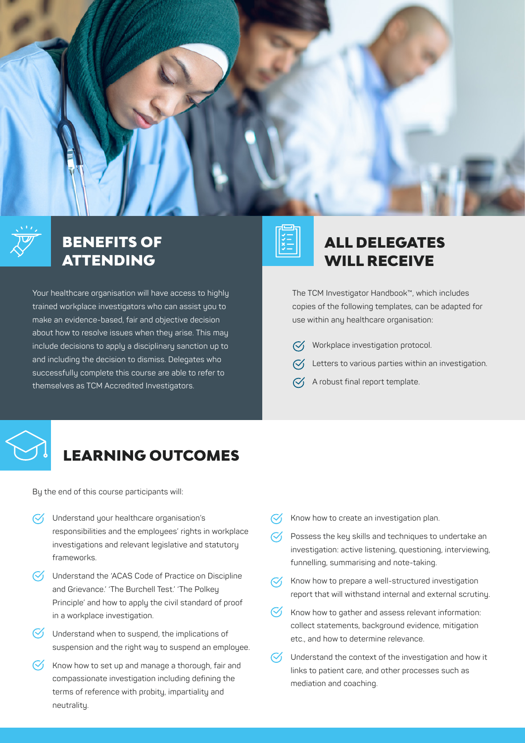## BENEFITS OF ATTENDING

Your healthcare organisation will have access to highly trained workplace investigators who can assist you to make an evidence-based, fair and objective decision about how to resolve issues when they arise. This may include decisions to apply a disciplinary sanction up to and including the decision to dismiss. Delegates who successfully complete this course are able to refer to themselves as TCM Accredited Investigators.

## ALL DELEGATES WILL RECEIVE

The TCM Investigator Handbook™, which includes copies of the following templates, can be adapted for use within any healthcare organisation:

- Workplace investigation protocol.
- Letters to various parties within an investigation.
- A robust final report template.

## LEARNING OUTCOMES

By the end of this course participants will:

- Understand your healthcare organisation's responsibilities and the employees' rights in workplace investigations and relevant legislative and statutory frameworks.
- Understand the 'ACAS Code of Practice on Discipline and Grievance.' 'The Burchell Test.' 'The Polkey Principle' and how to apply the civil standard of proof in a workplace investigation.
- Understand when to suspend, the implications of suspension and the right way to suspend an employee.
- Know how to set up and manage a thorough, fair and compassionate investigation including defining the terms of reference with probity, impartiality and neutrality.
- Know how to create an investigation plan.
- Possess the key skills and techniques to undertake an investigation: active listening, questioning, interviewing, funnelling, summarising and note-taking.
- Know how to prepare a well-structured investigation report that will withstand internal and external scrutiny.
- Know how to gather and assess relevant information: collect statements, background evidence, mitigation etc., and how to determine relevance.
- Understand the context of the investigation and how it links to patient care, and other processes such as mediation and coaching.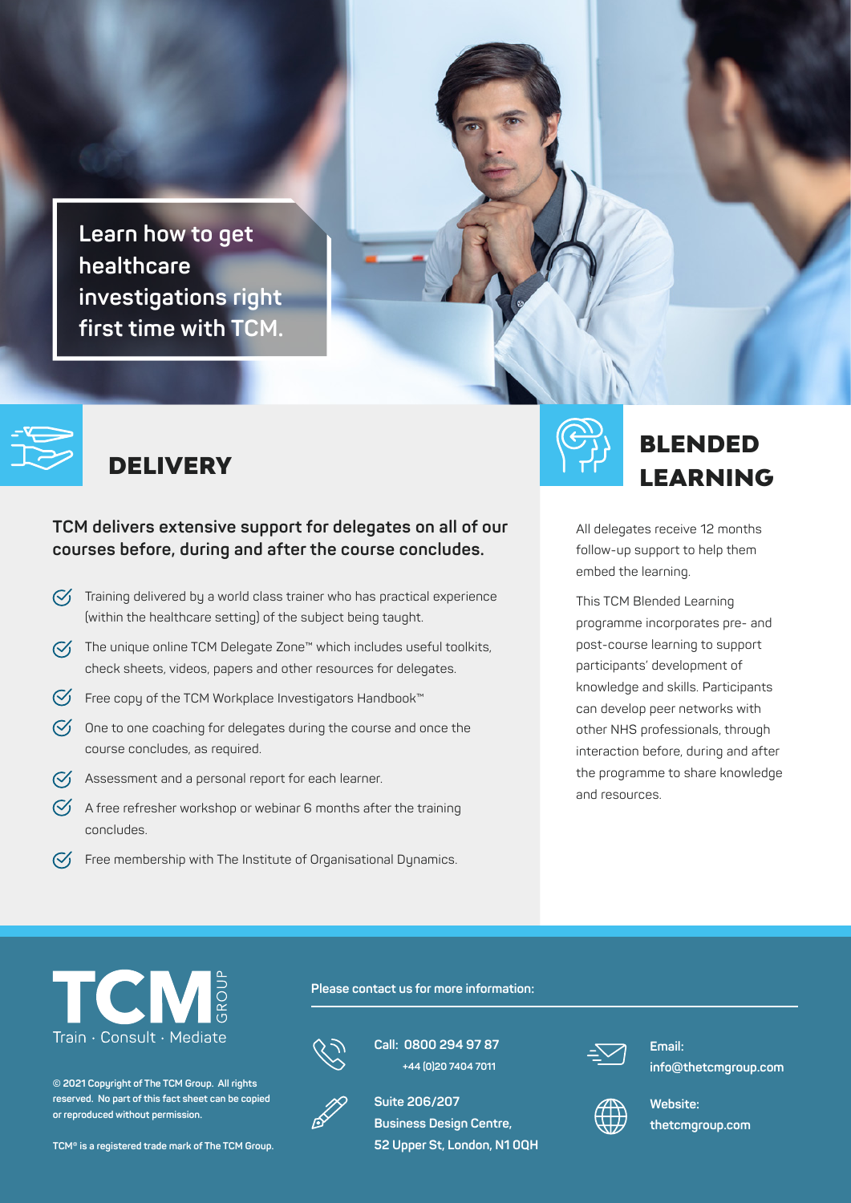Learn how to get healthcare investigations right first time with TCM.

## DELIVERY

**TCM delivers extensive support for delegates on all of our courses before, during and after the course concludes.**

- Training delivered by a world class trainer who has practical experience (within the healthcare setting) of the subject being taught.
- The unique online TCM Delegate Zone™ which includes useful toolkits, check sheets, videos, papers and other resources for delegates.
- Free copy of the TCM Workplace Investigators Handbook™
- One to one coaching for delegates during the course and once the course concludes, as required.
- Assessment and a personal report for each learner.
- A free refresher workshop or webinar 6 months after the training concludes.
- Free membership with The Institute of Organisational Dynamics.

## BLENDED LEARNING

All delegates receive 12 months follow-up support to help them embed the learning.

This TCM Blended Learning programme incorporates pre- and post-course learning to support participants' development of knowledge and skills. Participants can develop peer networks with other NHS professionals, through interaction before, during and after the programme to share knowledge and resources.

TCM GROUP
Train · Consult · Mediate

© 2021 Copyright of The TCM Group. All rights reserved. No part of this fact sheet can be copied or reproduced without permission.

TCM® is a registered trade mark of The TCM Group.

**Please contact us for more information:**

**Call: 0800 294 97 87**
**+44 (0)20 7404 7011**

**Suite 206/207**
**Business Design Centre,**
**52 Upper St, London, N1 0QH**

**Email:**
**info@thetcmgroup.com**

**Website:**
**thetcmgroup.com**